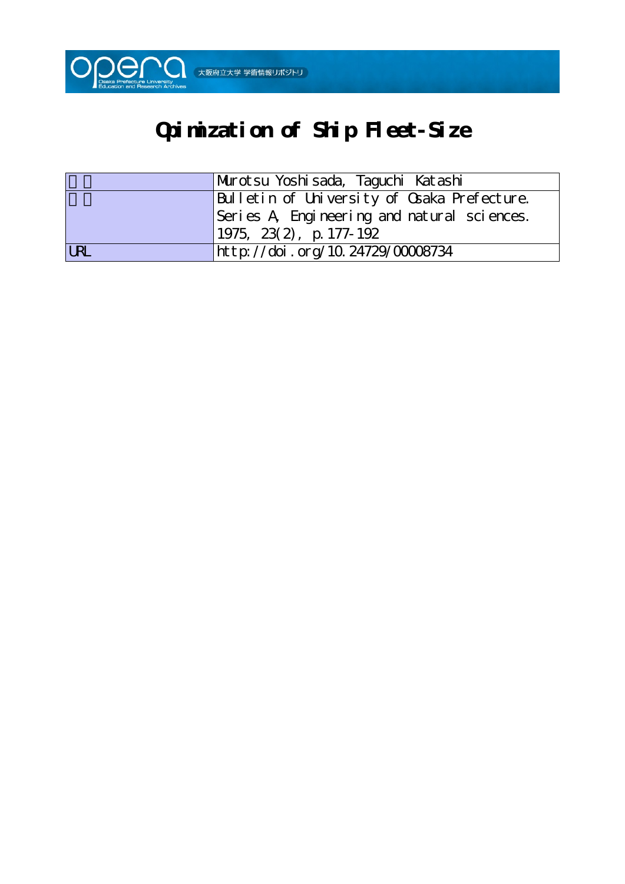# Opimization of Ship Fleet-Size

| | |
|---|---|
| 著者 | Murotsu Yoshisada, Taguchi Katashi |
| 雑誌 | Bulletin of University of Osaka Prefecture. Series A, Engineering and natural sciences. 1975, 23(2), p.177-192 |
| URL | http://doi.org/10.24729/00008734 |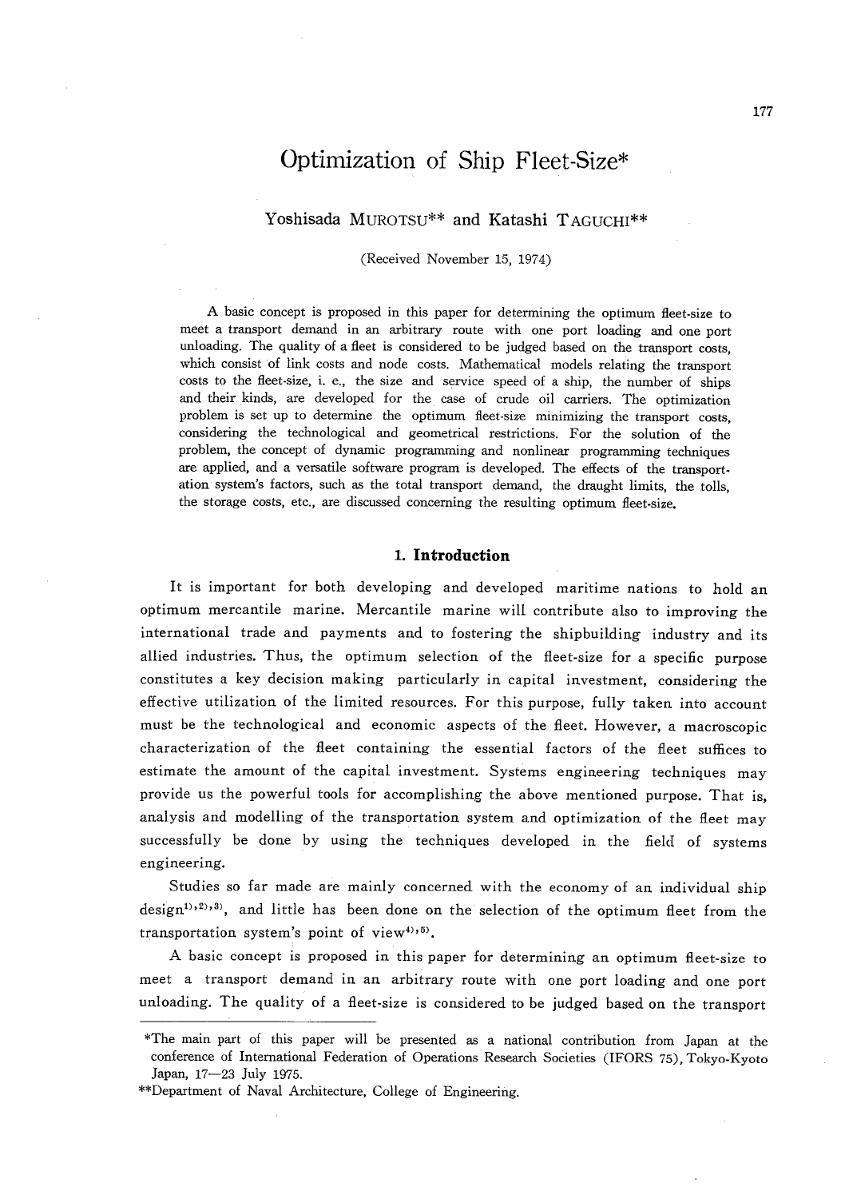# Optimization of Ship Fleet-Size*

Yoshisada MUROTSU** and Katashi TAGUCHI**

(Received November 15, 1974)

A basic concept is proposed in this paper for determining the optimum fleet-size to meet a transport demand in an arbitrary route with one port loading and one port unloading. The quality of a fleet is considered to be judged based on the transport costs, which consist of link costs and node costs. Mathematical models relating the transport costs to the fleet-size, i. e., the size and service speed of a ship, the number of ships and their kinds, are developed for the case of crude oil carriers. The optimization problem is set up to determine the optimum fleet-size minimizing the transport costs, considering the technological and geometrical restrictions. For the solution of the problem, the concept of dynamic programming and nonlinear programming techniques are applied, and a versatile software program is developed. The effects of the transportation system's factors, such as the total transport demand, the draught limits, the tolls, the storage costs, etc., are discussed concerning the resulting optimum fleet-size.

## 1. Introduction

It is important for both developing and developed maritime nations to hold an optimum mercantile marine. Mercantile marine will contribute also to improving the international trade and payments and to fostering the shipbuilding industry and its allied industries. Thus, the optimum selection of the fleet-size for a specific purpose constitutes a key decision making particularly in capital investment, considering the effective utilization of the limited resources. For this purpose, fully taken into account must be the technological and economic aspects of the fleet. However, a macroscopic characterization of the fleet containing the essential factors of the fleet suffices to estimate the amount of the capital investment. Systems engineering techniques may provide us the powerful tools for accomplishing the above mentioned purpose. That is, analysis and modelling of the transportation system and optimization of the fleet may successfully be done by using the techniques developed in the field of systems engineering.

Studies so far made are mainly concerned with the economy of an individual ship design[1),2),3)], and little has been done on the selection of the optimum fleet from the transportation system's point of view[4),5)].

A basic concept is proposed in this paper for determining an optimum fleet-size to meet a transport demand in an arbitrary route with one port loading and one port unloading. The quality of a fleet-size is considered to be judged based on the transport

---

*The main part of this paper will be presented as a national contribution from Japan at the conference of International Federation of Operations Research Societies (IFORS 75), Tokyo-Kyoto Japan, 17—23 July 1975.

**Department of Naval Architecture, College of Engineering.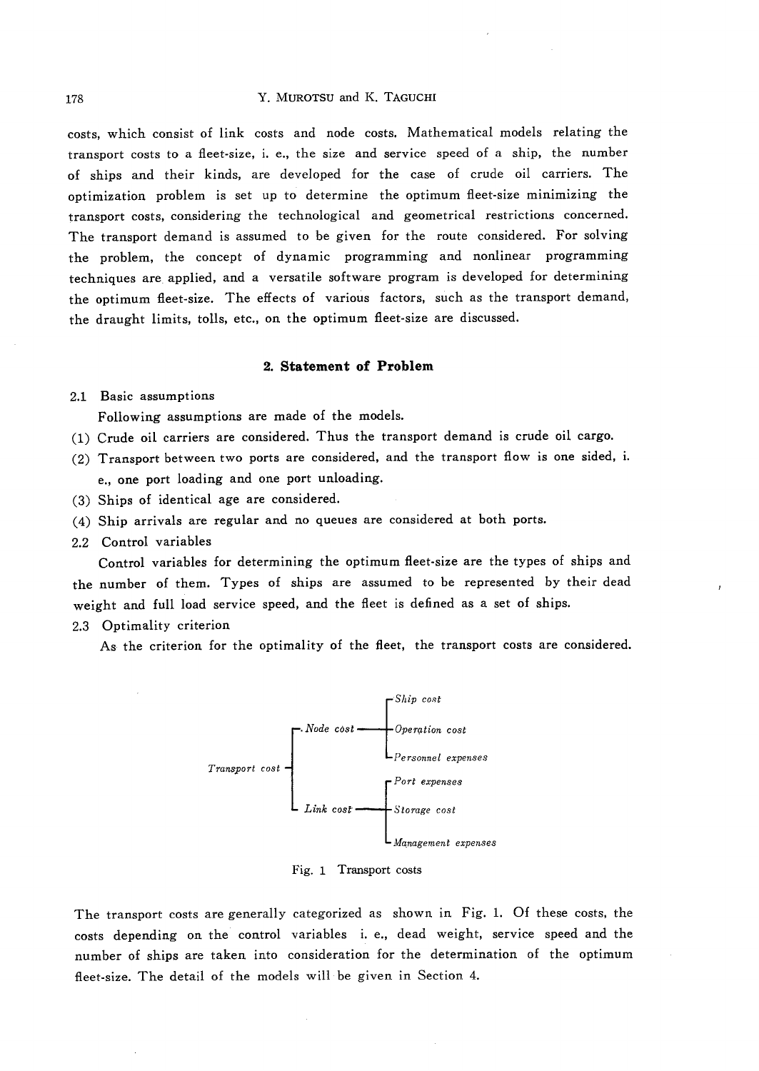costs, which consist of link costs and node costs. Mathematical models relating the transport costs to a fleet-size, i. e., the size and service speed of a ship, the number of ships and their kinds, are developed for the case of crude oil carriers. The optimization problem is set up to determine the optimum fleet-size minimizing the transport costs, considering the technological and geometrical restrictions concerned. The transport demand is assumed to be given for the route considered. For solving the problem, the concept of dynamic programming and nonlinear programming techniques are applied, and a versatile software program is developed for determining the optimum fleet-size. The effects of various factors, such as the transport demand, the draught limits, tolls, etc., on the optimum fleet-size are discussed.

## 2. Statement of Problem

### 2.1 Basic assumptions

Following assumptions are made of the models.

(1) Crude oil carriers are considered. Thus the transport demand is crude oil cargo.

(2) Transport between two ports are considered, and the transport flow is one sided, i. e., one port loading and one port unloading.

(3) Ships of identical age are considered.

(4) Ship arrivals are regular and no queues are considered at both ports.

### 2.2 Control variables

Control variables for determining the optimum fleet-size are the types of ships and the number of them. Types of ships are assumed to be represented by their dead weight and full load service speed, and the fleet is defined as a set of ships.

### 2.3 Optimality criterion

As the criterion for the optimality of the fleet, the transport costs are considered.

- *Transport cost*
  - *Node cost*
    - *Ship cost*
    - *Operation cost*
    - *Personnel expenses*
  - *Link cost*
    - *Port expenses*
    - *Storage cost*
    - *Management expenses*

Fig. 1 Transport costs

The transport costs are generally categorized as shown in Fig. 1. Of these costs, the costs depending on the control variables i. e., dead weight, service speed and the number of ships are taken into consideration for the determination of the optimum fleet-size. The detail of the models will be given in Section 4.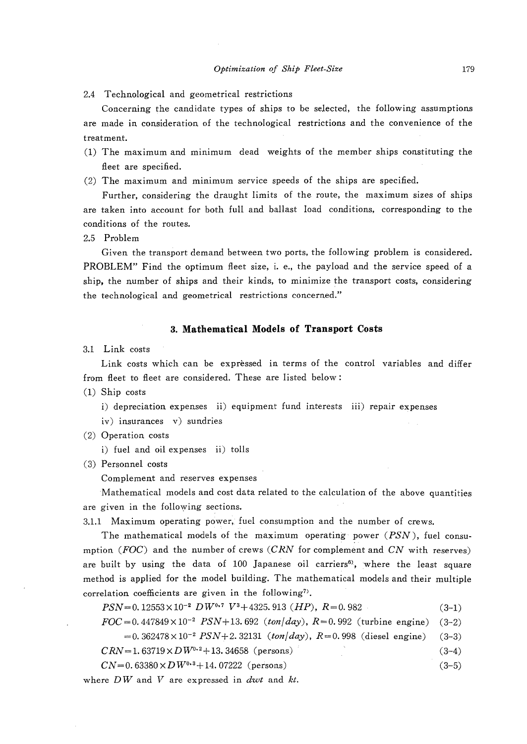### 2.4 Technological and geometrical restrictions

Concerning the candidate types of ships to be selected, the following assumptions are made in consideration of the technological restrictions and the convenience of the treatment.

(1) The maximum and minimum dead weights of the member ships constituting the fleet are specified.

(2) The maximum and minimum service speeds of the ships are specified.

Further, considering the draught limits of the route, the maximum sizes of ships are taken into account for both full and ballast load conditions, corresponding to the conditions of the routes.

### 2.5 Problem

Given the transport demand between two ports, the following problem is considered. PROBLEM" Find the optimum fleet size, i. e., the payload and the service speed of a ship, the number of ships and their kinds, to minimize the transport costs, considering the technological and geometrical restrictions concerned."

## 3. Mathematical Models of Transport Costs

### 3.1 Link costs

Link costs which can be expressed in terms of the control variables and differ from fleet to fleet are considered. These are listed below:

(1) Ship costs

i) depreciation expenses ii) equipment fund interests iii) repair expenses

iv) insurances v) sundries

(2) Operation costs

i) fuel and oil expenses ii) tolls

(3) Personnel costs

Complement and reserves expenses

Mathematical models and cost data related to the calculation of the above quantities are given in the following sections.

#### 3.1.1 Maximum operating power, fuel consumption and the number of crews.

The mathematical models of the maximum operating power ($PSN$), fuel consumption ($FOC$) and the number of crews ($CRN$ for complement and $CN$ with reserves) are built by using the data of 100 Japanese oil carriers[6], where the least square method is applied for the model building. The mathematical models and their multiple correlation coefficients are given in the following[7].

$$PSN = 0.12553 \times 10^{-2}\, DW^{0.7}\, V^{3} + 4325.913 \ (HP),\ R = 0.982 \tag{3-1}$$

$$FOC = 0.447849 \times 10^{-2}\, PSN + 13.692 \ (ton/day),\ R = 0.992 \ \text{(turbine engine)} \tag{3-2}$$

$$= 0.362478 \times 10^{-2}\, PSN + 2.32131 \ (ton/day),\ R = 0.998 \ \text{(diesel engine)} \tag{3-3}$$

$$CRN = 1.63719 \times DW^{0.2} + 13.34658 \ \text{(persons)} \tag{3-4}$$

$$CN = 0.63380 \times DW^{0.3} + 14.07222 \ \text{(persons)} \tag{3-5}$$

where $DW$ and $V$ are expressed in *dwt* and *kt*.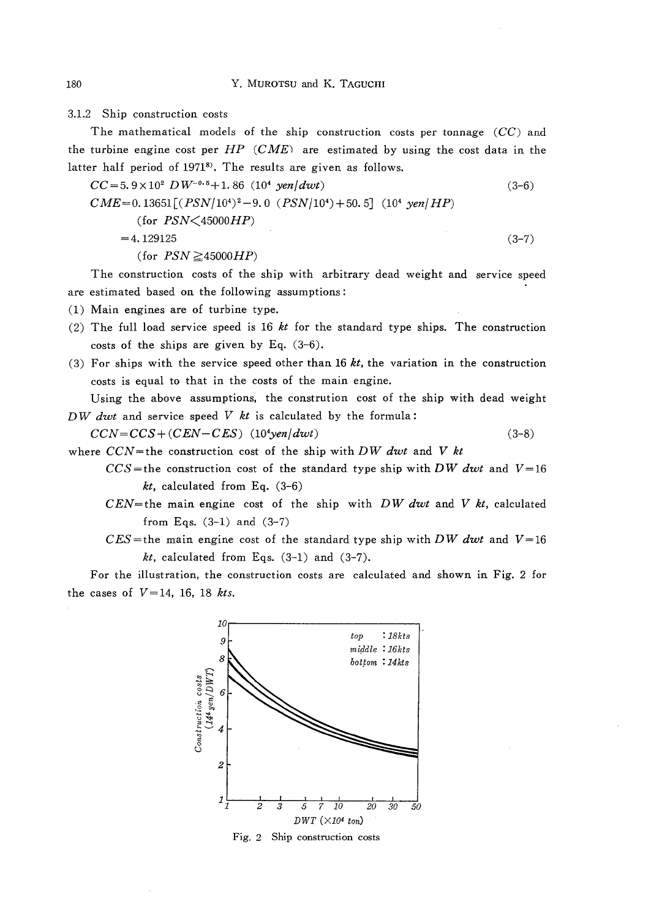3.1.2 Ship construction costs

The mathematical models of the ship construction costs per tonnage ($CC$) and the turbine engine cost per $HP$ ($CME$) are estimated by using the cost data in the latter half period of 1971[8]. The results are given as follows.

$$CC = 5.9 \times 10^2\ DW^{-0.5} + 1.86 \quad (10^4\ yen/dwt) \tag{3-6}$$

$$CME = 0.13651[(PSN/10^4)^2 - 9.0\ (PSN/10^4) + 50.5] \quad (10^4\ yen/HP)$$
$$\text{(for } PSN < 45000HP\text{)}$$
$$= 4.129125 \tag{3-7}$$
$$\text{(for } PSN \geqq 45000HP\text{)}$$

The construction costs of the ship with arbitrary dead weight and service speed are estimated based on the following assumptions:

(1) Main engines are of turbine type.

(2) The full load service speed is 16 *kt* for the standard type ships. The construction costs of the ships are given by Eq. (3-6).

(3) For ships with the service speed other than 16 *kt*, the variation in the construction costs is equal to that in the costs of the main engine.

Using the above assumptions, the constrution cost of the ship with dead weight $DW$ *dwt* and service speed $V$ *kt* is calculated by the formula:

$$CCN = CCS + (CEN - CES) \quad (10^4 yen/dwt) \tag{3-8}$$

where $CCN$ = the construction cost of the ship with $DW$ *dwt* and $V$ *kt*

$CCS$ = the construction cost of the standard type ship with $DW$ *dwt* and $V = 16$ *kt*, calculated from Eq. (3-6)

$CEN$ = the main engine cost of the ship with $DW$ *dwt* and $V$ *kt*, calculated from Eqs. (3-1) and (3-7)

$CES$ = the main engine cost of the standard type ship with $DW$ *dwt* and $V = 16$ *kt*, calculated from Eqs. (3-1) and (3-7).

For the illustration, the construction costs are calculated and shown in Fig. 2 for the cases of $V = 14$, 16, 18 *kts*.

Fig. 2 Ship construction costs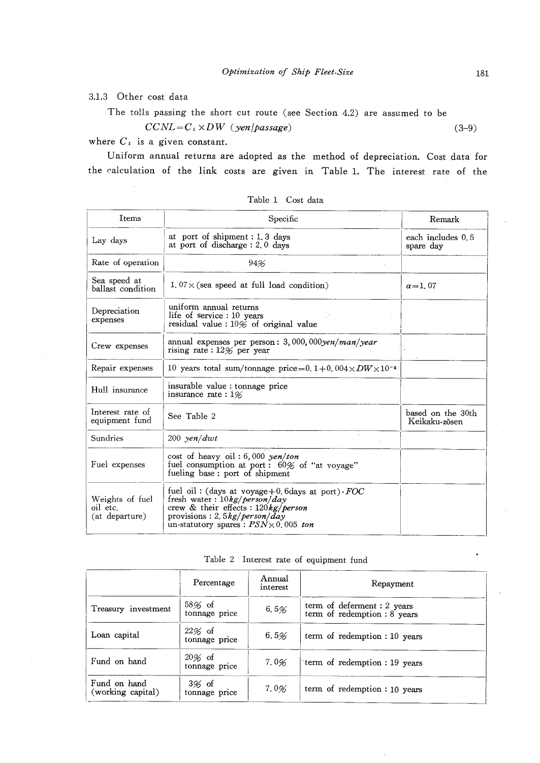### 3.1.3 Other cost data

The tolls passing the short cut route (see Section 4.2) are assumed to be

$$CCNL = C_t \times DW \ (yen/passage) \tag{3-9}$$

where $C_t$ is a given constant.

Uniform annual returns are adopted as the method of depreciation. Cost data for the calculation of the link costs are given in Table 1. The interest rate of the

Table 1 Cost data

| Items | Specific | Remark |
|---|---|---|
| Lay days | at port of shipment : 1.3 days<br>at port of discharge : 2.0 days | each includes 0.5 spare day |
| Rate of operation | 94% | |
| Sea speed at ballast condition | 1.07 × (sea speed at full load condition) | $\alpha = 1.07$ |
| Depreciation expenses | uniform annual returns<br>life of service : 10 years<br>residual value : 10% of original value | |
| Crew expenses | annual expenses per person : 3,000,000 *yen/man/year*<br>rising rate : 12% per year | |
| Repair expenses | 10 years total sum/tonnage price $= 0.1 + 0.004 \times DW \times 10^{-4}$ | |
| Hull insurance | insurable value : tonnage price<br>insurance rate : 1% | |
| Interest rate of equipment fund | See Table 2 | based on the 30th Keikaku-zōsen |
| Sundries | 200 *yen/dwt* | |
| Fuel expenses | cost of heavy oil : 6,000 *yen/ton*<br>fuel consumption at port : 60% of "at voyage"<br>fueling base : port of shipment | |
| Weights of fuel oil etc. (at departure) | fuel oil : (days at voyage + 0.6days at port) $\cdot FOC$<br>fresh water : 10 *kg/person/day*<br>crew & their effects : 120 *kg/person*<br>provisions : 2.5 *kg/person/day*<br>un-statutory spares : $PSN \times 0.005$ *ton* | |

Table 2 Interest rate of equipment fund

| | Percentage | Annual interest | Repayment |
|---|---|---|---|
| Treasury investment | 58% of tonnage price | 6.5% | term of deferment : 2 years<br>term of redemption : 8 years |
| Loan capital | 22% of tonnage price | 6.5% | term of redemption : 10 years |
| Fund on hand | 20% of tonnage price | 7.0% | term of redemption : 19 years |
| Fund on hand (working capital) | 3% of tonnage price | 7.0% | term of redemption : 10 years |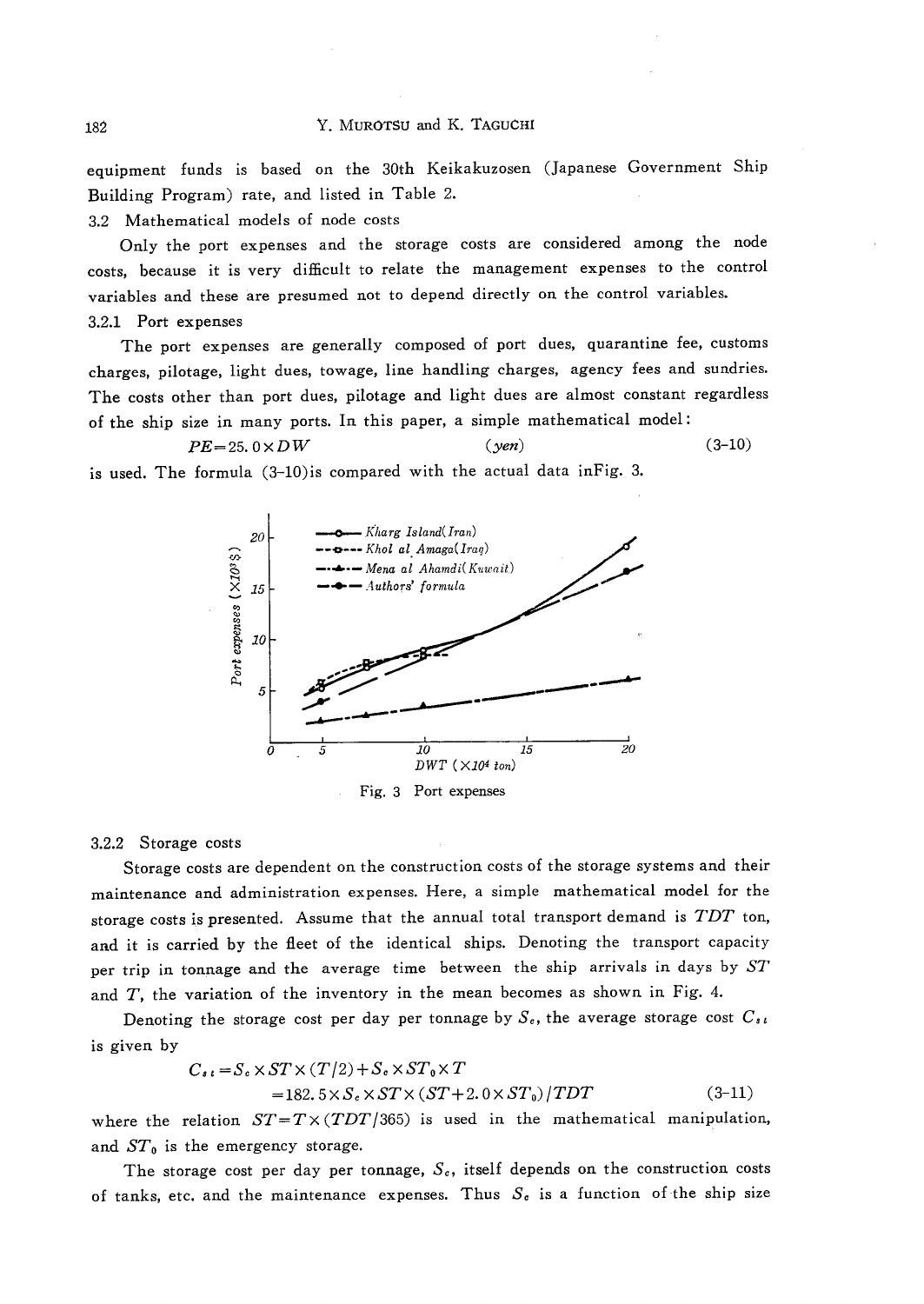equipment funds is based on the 30th Keikakuzosen (Japanese Government Ship Building Program) rate, and listed in Table 2.

### 3.2 Mathematical models of node costs

Only the port expenses and the storage costs are considered among the node costs, because it is very difficult to relate the management expenses to the control variables and these are presumed not to depend directly on the control variables.

#### 3.2.1 Port expenses

The port expenses are generally composed of port dues, quarantine fee, customs charges, pilotage, light dues, towage, line handling charges, agency fees and sundries. The costs other than port dues, pilotage and light dues are almost constant regardless of the ship size in many ports. In this paper, a simple mathematical model:

$$PE = 25.0 \times DW \qquad (yen) \qquad (3\text{-}10)$$

is used. The formula (3-10)is compared with the actual data inFig. 3.

Fig. 3 Port expenses

#### 3.2.2 Storage costs

Storage costs are dependent on the construction costs of the storage systems and their maintenance and administration expenses. Here, a simple mathematical model for the storage costs is presented. Assume that the annual total transport demand is $TDT$ ton, and it is carried by the fleet of the identical ships. Denoting the transport capacity per trip in tonnage and the average time between the ship arrivals in days by $ST$ and $T$, the variation of the inventory in the mean becomes as shown in Fig. 4.

Denoting the storage cost per day per tonnage by $S_c$, the average storage cost $C_{st}$ is given by

$$\begin{aligned} C_{st} &= S_c \times ST \times (T/2) + S_c \times ST_0 \times T \\ &= 182.5 \times S_c \times ST \times (ST + 2.0 \times ST_0) / TDT \end{aligned} \qquad (3\text{-}11)$$

where the relation $ST = T \times (TDT/365)$ is used in the mathematical manipulation, and $ST_0$ is the emergency storage.

The storage cost per day per tonnage, $S_c$, itself depends on the construction costs of tanks, etc. and the maintenance expenses. Thus $S_c$ is a function of the ship size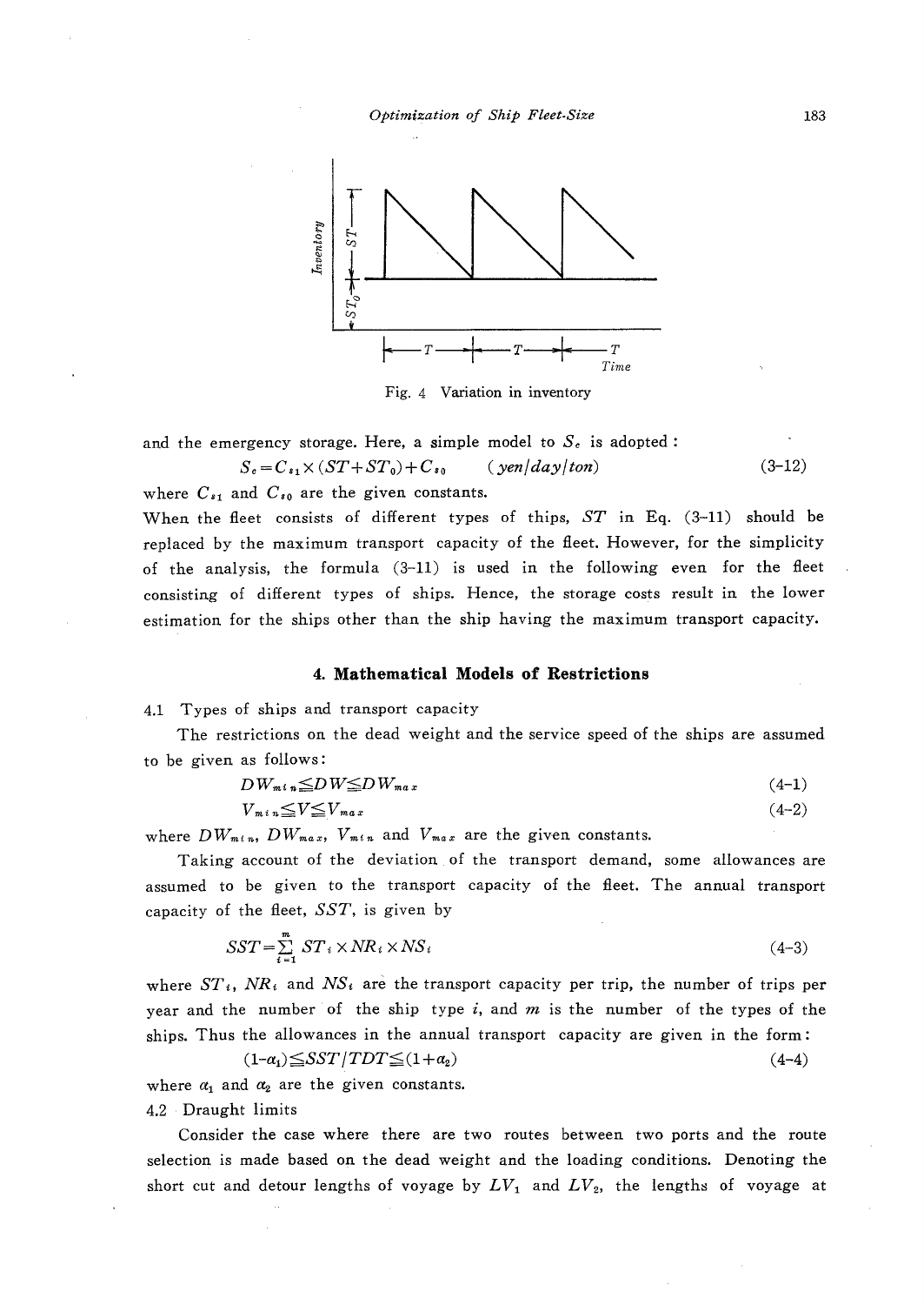Fig. 4 Variation in inventory

and the emergency storage. Here, a simple model to $S_e$ is adopted:

$$S_e = C_{s1} \times (ST + ST_0) + C_{s0} \qquad (yen/day/ton) \tag{3-12}$$

where $C_{s1}$ and $C_{s0}$ are the given constants.

When the fleet consists of different types of thips, $ST$ in Eq. (3-11) should be replaced by the maximum transport capacity of the fleet. However, for the simplicity of the analysis, the formula (3-11) is used in the following even for the fleet consisting of different types of ships. Hence, the storage costs result in the lower estimation for the ships other than the ship having the maximum transport capacity.

## 4. Mathematical Models of Restrictions

4.1 Types of ships and transport capacity

The restrictions on the dead weight and the service speed of the ships are assumed to be given as follows:

$$DW_{min} \leqq DW \leqq DW_{max} \tag{4-1}$$

$$V_{min} \leqq V \leqq V_{max} \tag{4-2}$$

where $DW_{min}$, $DW_{max}$, $V_{min}$ and $V_{max}$ are the given constants.

Taking account of the deviation of the transport demand, some allowances are assumed to be given to the transport capacity of the fleet. The annual transport capacity of the fleet, $SST$, is given by

$$SST = \sum_{i=1}^{m} ST_i \times NR_i \times NS_i \tag{4-3}$$

where $ST_i$, $NR_i$ and $NS_i$ are the transport capacity per trip, the number of trips per year and the number of the ship type $i$, and $m$ is the number of the types of the ships. Thus the allowances in the annual transport capacity are given in the form:

$$(1-\alpha_1) \leqq SST/TDT \leqq (1+\alpha_2) \tag{4-4}$$

where $\alpha_1$ and $\alpha_2$ are the given constants.

4.2 Draught limits

Consider the case where there are two routes between two ports and the route selection is made based on the dead weight and the loading conditions. Denoting the short cut and detour lengths of voyage by $LV_1$ and $LV_2$, the lengths of voyage at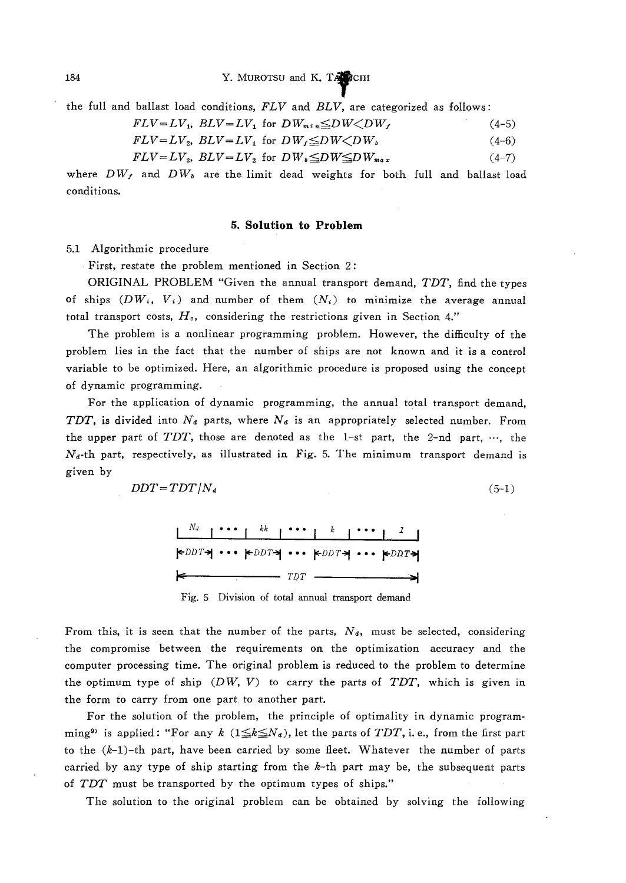the full and ballast load conditions, $FLV$ and $BLV$, are categorized as follows:

$$FLV = LV_1,\ BLV = LV_1 \text{ for } DW_{min} \leqq DW < DW_f \tag{4-5}$$

$$FLV = LV_2,\ BLV = LV_1 \text{ for } DW_f \leqq DW < DW_b \tag{4-6}$$

$$FLV = LV_2,\ BLV = LV_2 \text{ for } DW_b \leqq DW \leqq DW_{max} \tag{4-7}$$

where $DW_f$ and $DW_b$ are the limit dead weights for both full and ballast load conditions.

## 5. Solution to Problem

5.1 Algorithmic procedure

First, restate the problem mentioned in Section 2:

ORIGINAL PROBLEM "Given the annual transport demand, $TDT$, find the types of ships ($DW_i$, $V_i$) and number of them ($N_i$) to minimize the average annual total transport costs, $H_c$, considering the restrictions given in Section 4."

The problem is a nonlinear programming problem. However, the difficulty of the problem lies in the fact that the number of ships are not known and it is a control variable to be optimized. Here, an algorithmic procedure is proposed using the concept of dynamic programming.

For the application of dynamic programming, the annual total transport demand, $TDT$, is divided into $N_d$ parts, where $N_d$ is an appropriately selected number. From the upper part of $TDT$, those are denoted as the 1-st part, the 2-nd part, ..., the $N_d$-th part, respectively, as illustrated in Fig. 5. The minimum transport demand is given by

$$DDT = TDT / N_d \tag{5-1}$$

Fig. 5 Division of total annual transport demand

From this, it is seen that the number of the parts, $N_d$, must be selected, considering the compromise between the requirements on the optimization accuracy and the computer processing time. The original problem is reduced to the problem to determine the optimum type of ship ($DW$, $V$) to carry the parts of $TDT$, which is given in the form to carry from one part to another part.

For the solution of the problem, the principle of optimality in dynamic programming[9] is applied: "For any $k$ ($1 \leqq k \leqq N_d$), let the parts of $TDT$, i. e., from the first part to the ($k$-1)-th part, have been carried by some fleet. Whatever the number of parts carried by any type of ship starting from the $k$-th part may be, the subsequent parts of $TDT$ must be transported by the optimum types of ships."

The solution to the original problem can be obtained by solving the following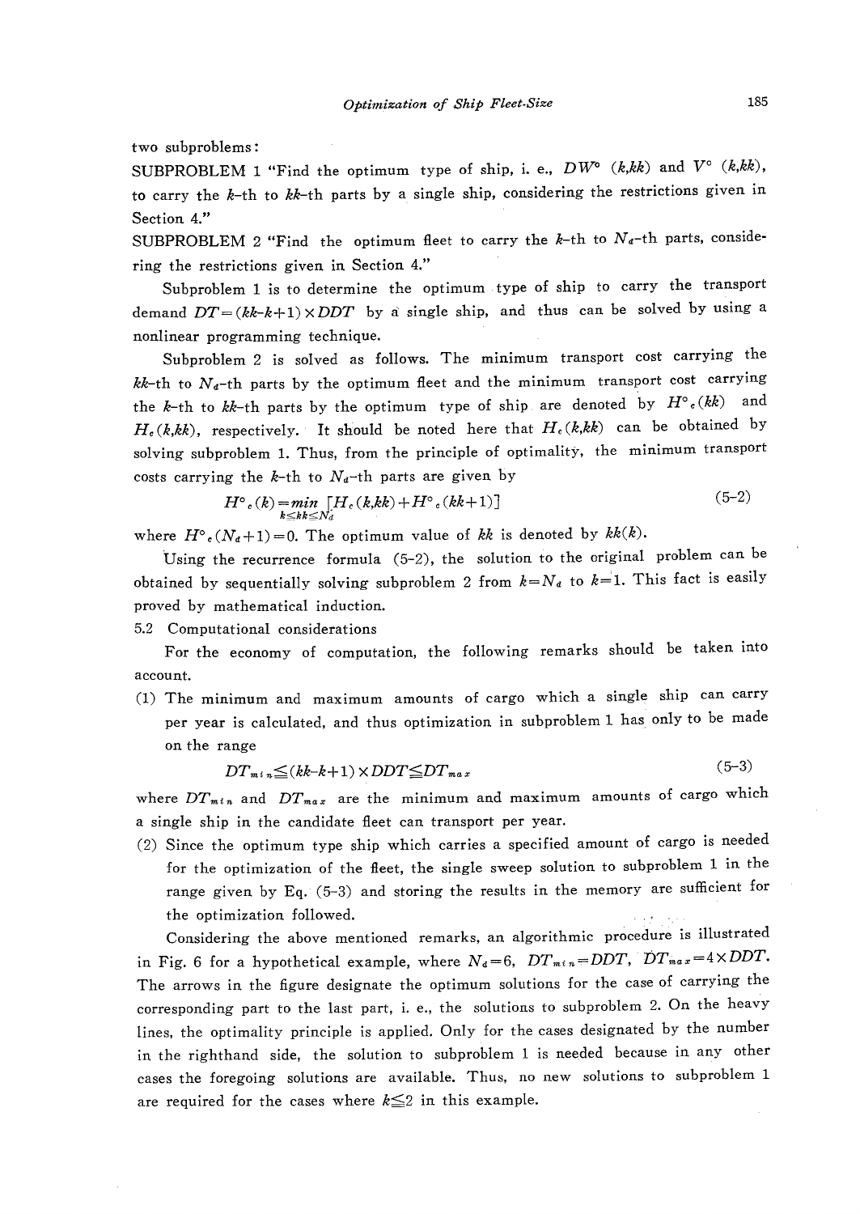two subproblems:

SUBPROBLEM 1 "Find the optimum type of ship, i. e., $DW^{\circ}(k,kk)$ and $V^{\circ}(k,kk)$, to carry the $k$-th to $kk$-th parts by a single ship, considering the restrictions given in Section 4."

SUBPROBLEM 2 "Find the optimum fleet to carry the $k$-th to $N_d$-th parts, considering the restrictions given in Section 4."

Subproblem 1 is to determine the optimum type of ship to carry the transport demand $DT=(kk-k+1)\times DDT$ by a single ship, and thus can be solved by using a nonlinear programming technique.

Subproblem 2 is solved as follows. The minimum transport cost carrying the $kk$-th to $N_d$-th parts by the optimum fleet and the minimum transport cost carrying the $k$-th to $kk$-th parts by the optimum type of ship are denoted by $H^{\circ}_c(kk)$ and $H_c(k,kk)$, respectively. It should be noted here that $H_c(k,kk)$ can be obtained by solving subproblem 1. Thus, from the principle of optimality, the minimum transport costs carrying the $k$-th to $N_d$-th parts are given by

$$H^{\circ}_c(k)=\min_{k\leq kk\leq N_d}[H_c(k,kk)+H^{\circ}_c(kk+1)] \tag{5-2}$$

where $H^{\circ}_c(N_d+1)=0$. The optimum value of $kk$ is denoted by $kk(k)$.

Using the recurrence formula (5-2), the solution to the original problem can be obtained by sequentially solving subproblem 2 from $k=N_d$ to $k=1$. This fact is easily proved by mathematical induction.

### 5.2 Computational considerations

For the economy of computation, the following remarks should be taken into account.

(1) The minimum and maximum amounts of cargo which a single ship can carry per year is calculated, and thus optimization in subproblem 1 has only to be made on the range

$$DT_{min}\leqq(kk-k+1)\times DDT\leqq DT_{max} \tag{5-3}$$

where $DT_{min}$ and $DT_{max}$ are the minimum and maximum amounts of cargo which a single ship in the candidate fleet can transport per year.

(2) Since the optimum type ship which carries a specified amount of cargo is needed for the optimization of the fleet, the single sweep solution to subproblem 1 in the range given by Eq. (5-3) and storing the results in the memory are sufficient for the optimization followed.

Considering the above mentioned remarks, an algorithmic procedure is illustrated in Fig. 6 for a hypothetical example, where $N_d=6$, $DT_{min}=DDT$, $DT_{max}=4\times DDT$. The arrows in the figure designate the optimum solutions for the case of carrying the corresponding part to the last part, i. e., the solutions to subproblem 2. On the heavy lines, the optimality principle is applied. Only for the cases designated by the number in the righthand side, the solution to subproblem 1 is needed because in any other cases the foregoing solutions are available. Thus, no new solutions to subproblem 1 are required for the cases where $k\leqq 2$ in this example.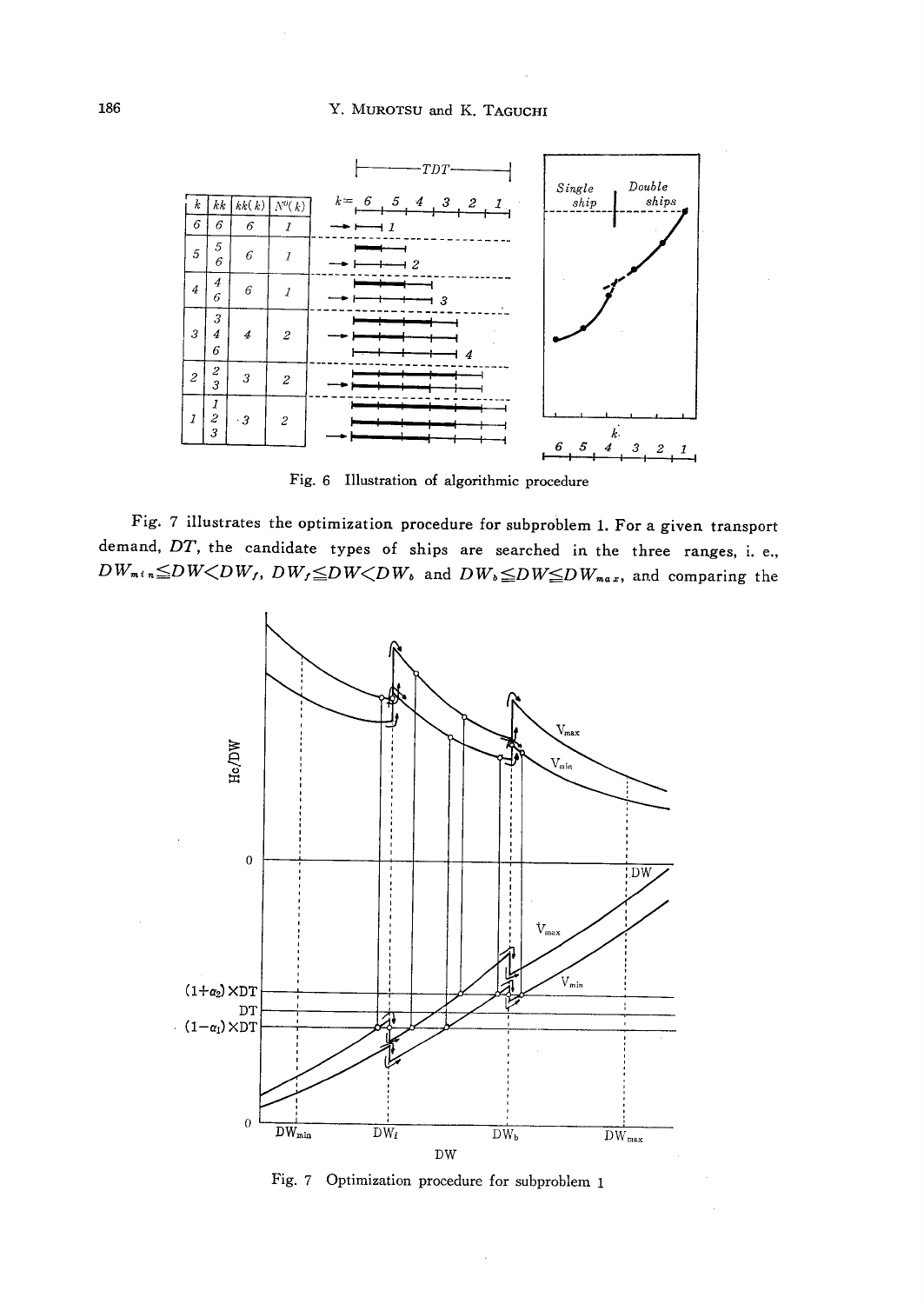| $k$ | $kk$ | $kk(k)$ | $N^0(k)$ |
|---|---|---|---|
| 6 | 6 | 6 | 1 |
| 5 | 5<br>6 | 6 | 1 |
| 4 | 4<br>6 | 6 | 1 |
| 3 | 3<br>4<br>6 | 4 | 2 |
| 2 | 2<br>3 | 3 | 2 |
| 1 | 1<br>2<br>3 | 3 | 2 |

Fig. 6 Illustration of algorithmic procedure

Fig. 7 illustrates the optimization procedure for subproblem 1. For a given transport demand, $DT$, the candidate types of ships are searched in the three ranges, i. e., $DW_{min} \leq DW < DW_f$, $DW_f \leq DW < DW_b$ and $DW_b \leq DW \leq DW_{max}$, and comparing the

Fig. 7 Optimization procedure for subproblem 1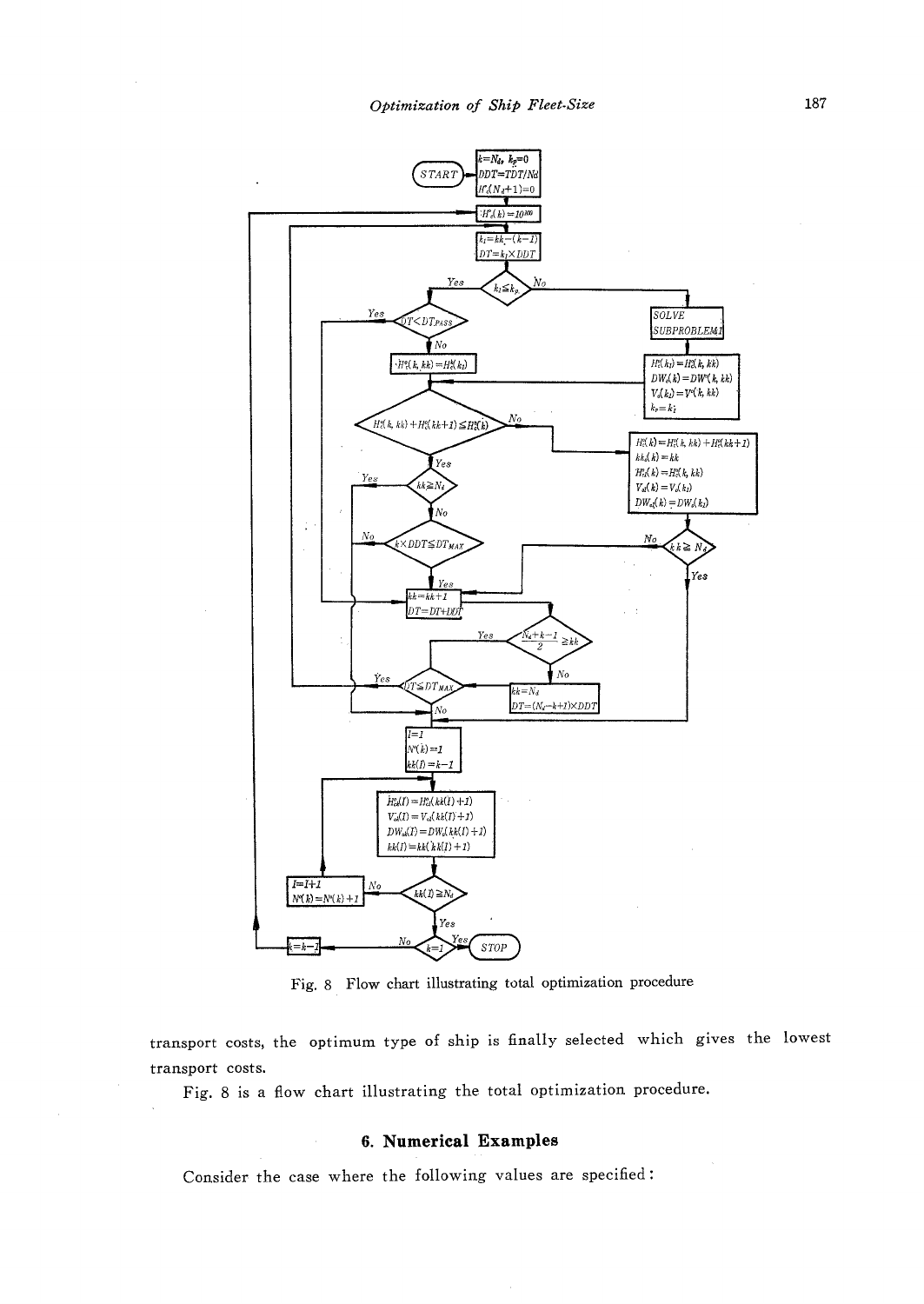Fig. 8 Flow chart illustrating total optimization procedure

transport costs, the optimum type of ship is finally selected which gives the lowest transport costs.

Fig. 8 is a flow chart illustrating the total optimization procedure.

## 6. Numerical Examples

Consider the case where the following values are specified: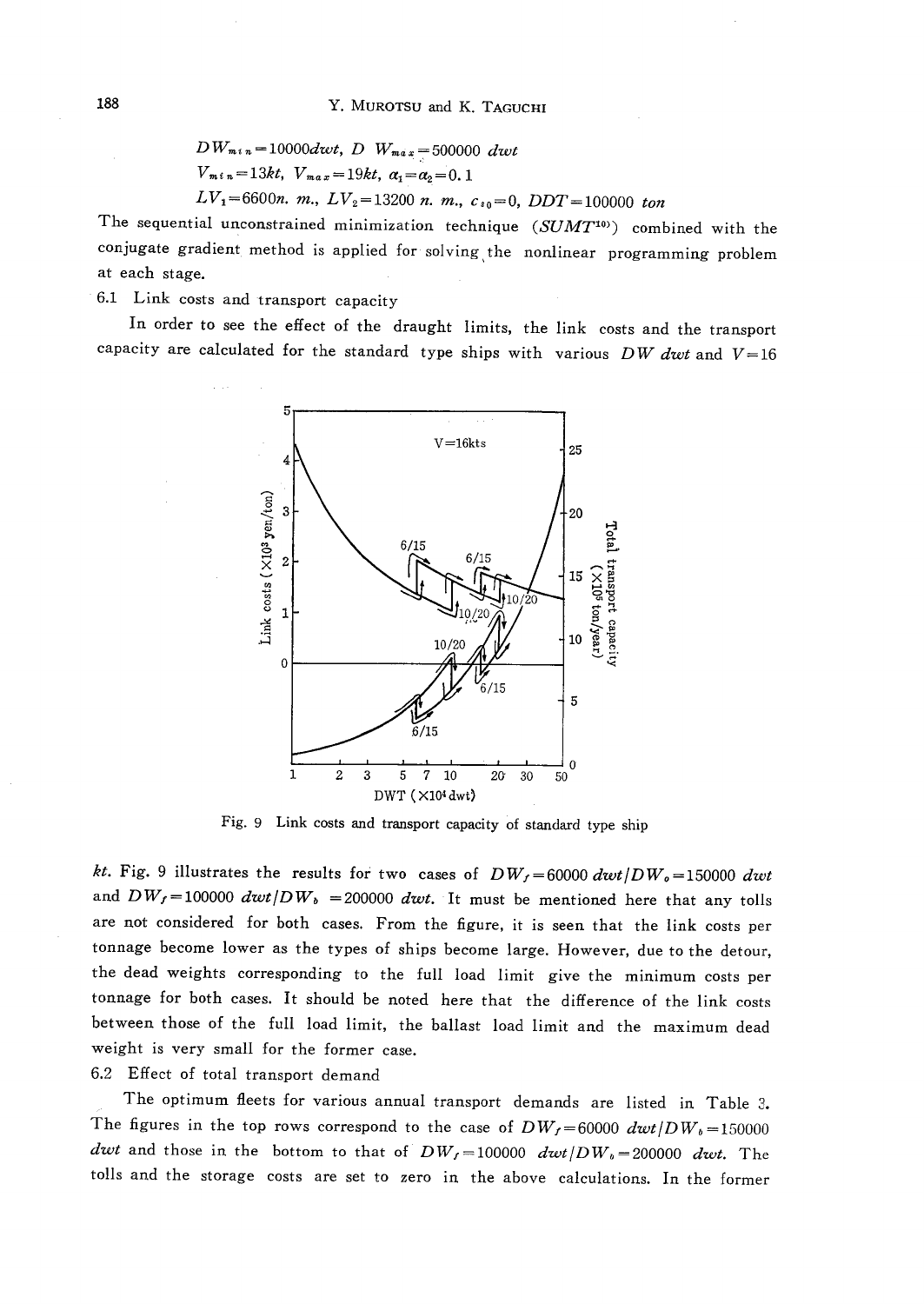$DW_{min}=10000 dwt$, $DW_{max}=500000\ dwt$

$V_{min}=13kt$, $V_{max}=19kt$, $\alpha_1=\alpha_2=0.1$

$LV_1=6600 n.\ m.$, $LV_2=13200\ n.\ m.$, $c_{s0}=0$, $DDT=100000\ ton$

The sequential unconstrained minimization technique ($SUMT$[10]) combined with the conjugate gradient method is applied for solving the nonlinear programming problem at each stage.

6.1 Link costs and transport capacity

In order to see the effect of the draught limits, the link costs and the transport capacity are calculated for the standard type ships with various $DW$ $dwt$ and $V=16$ $kt$. Fig. 9 illustrates the results for two cases of $DW_f=60000\ dwt/DW_b=150000\ dwt$ and $DW_f=100000\ dwt/DW_b=200000\ dwt$. It must be mentioned here that any tolls are not considered for both cases. From the figure, it is seen that the link costs per tonnage become lower as the types of ships become large. However, due to the detour, the dead weights corresponding to the full load limit give the minimum costs per tonnage for both cases. It should be noted here that the difference of the link costs between those of the full load limit, the ballast load limit and the maximum dead weight is very small for the former case.

Fig. 9 Link costs and transport capacity of standard type ship

6.2 Effect of total transport demand

The optimum fleets for various annual transport demands are listed in Table 3. The figures in the top rows correspond to the case of $DW_f=60000\ dwt/DW_b=150000\ dwt$ and those in the bottom to that of $DW_f=100000\ dwt/DW_b=200000\ dwt$. The tolls and the storage costs are set to zero in the above calculations. In the former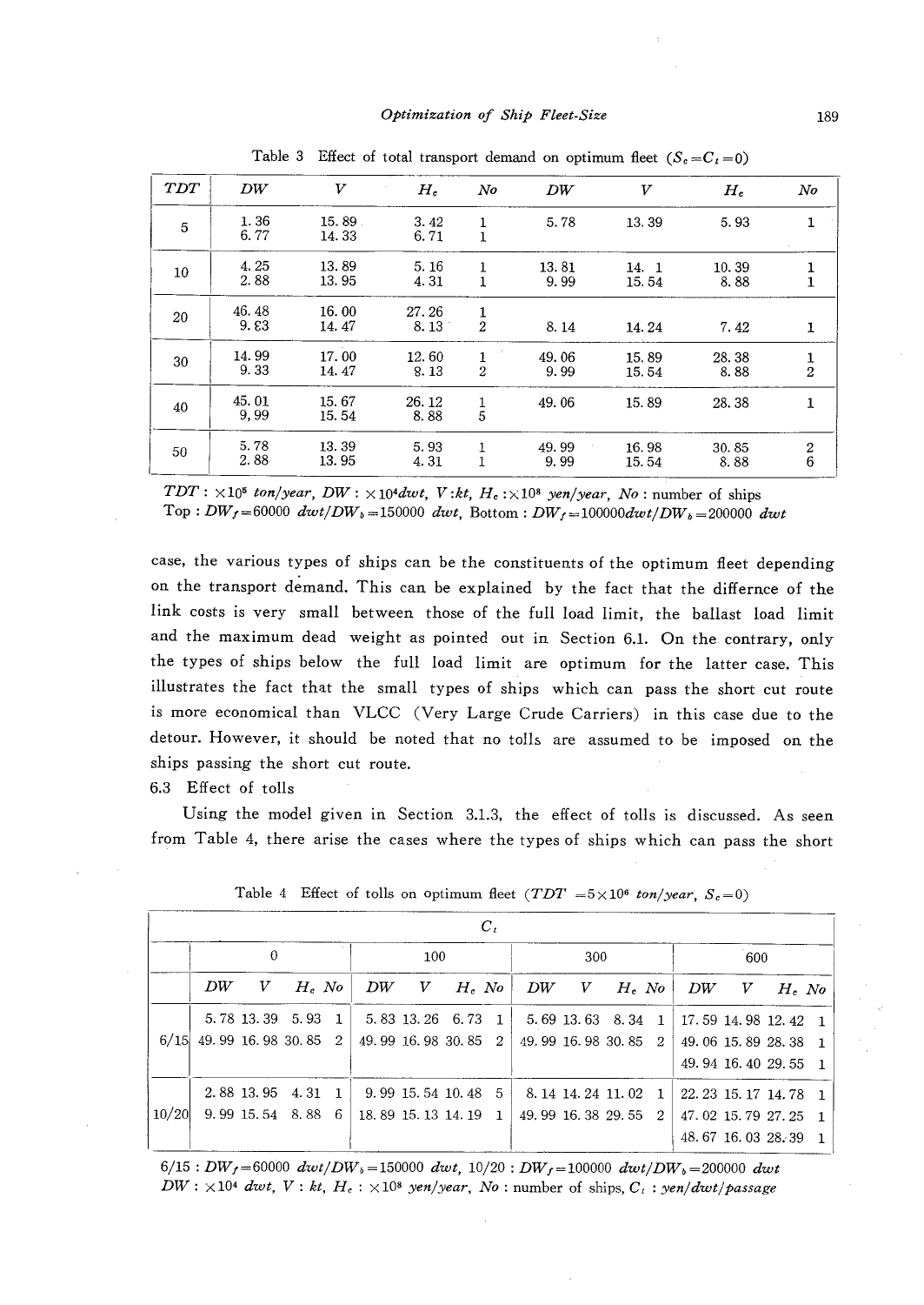Table 3 Effect of total transport demand on optimum fleet ($S_c = C_t = 0$)

| TDT | DW | V | $H_c$ | No | DW | V | $H_c$ | No |
|---|---|---|---|---|---|---|---|---|
| 5 | 1.36<br>6.77 | 15.89<br>14.33 | 3.42<br>6.71 | 1<br>1 | 5.78 | 13.39 | 5.93 | 1 |
| 10 | 4.25<br>2.88 | 13.89<br>13.95 | 5.16<br>4.31 | 1<br>1 | 13.81<br>9.99 | 14. 1<br>15.54 | 10.39<br>8.88 | 1<br>1 |
| 20 | 46.48<br>9.€3 | 16.00<br>14.47 | 27.26<br>8.13 | 1<br>2 | 8.14 | 14.24 | 7.42 | 1 |
| 30 | 14.99<br>9.33 | 17.00<br>14.47 | 12.60<br>8.13 | 1<br>2 | 49.06<br>9.99 | 15.89<br>15.54 | 28.38<br>8.88 | 1<br>2 |
| 40 | 45.01<br>9,99 | 15.67<br>15.54 | 26.12<br>8.88 | 1<br>5 | 49.06 | 15.89 | 28.38 | 1 |
| 50 | 5.78<br>2.88 | 13.39<br>13.95 | 5.93<br>4.31 | 1<br>1 | 49.99<br>9.99 | 16.98<br>15.54 | 30.85<br>8.88 | 2<br>6 |

$TDT$ : $\times 10^6$ *ton/year*, $DW$ : $\times 10^4$*dwt*, $V$ :*kt*, $H_c$ :$\times 10^8$ *yen/year*, $No$ : number of ships
Top : $DW_f$=60000 *dwt*/$DW_b$=150000 *dwt*, Bottom : $DW_f$=100000*dwt*/$DW_b$=200000 *dwt*

case, the various types of ships can be the constituents of the optimum fleet depending on the transport demand. This can be explained by the fact that the differnce of the link costs is very small between those of the full load limit, the ballast load limit and the maximum dead weight as pointed out in Section 6.1. On the contrary, only the types of ships below the full load limit are optimum for the latter case. This illustrates the fact that the small types of ships which can pass the short cut route is more economical than VLCC (Very Large Crude Carriers) in this case due to the detour. However, it should be noted that no tolls are assumed to be imposed on the ships passing the short cut route.

6.3 Effect of tolls

Using the model given in Section 3.1.3, the effect of tolls is discussed. As seen from Table 4, there arise the cases where the types of ships which can pass the short

Table 4 Effect of tolls on optimum fleet ($TDT$ =$5\times 10^6$ *ton/year*, $S_c$=0)

| | $C_t$ | | | | | | | | | | | | | | | |
|---|---|---|---|---|---|---|---|---|---|---|---|---|---|---|---|---|
| | 0 | | | | 100 | | | | 300 | | | | 600 | | | |
| | DW | V | $H_c$ | No | DW | V | $H_c$ | No | DW | V | $H_c$ | No | DW | V | $H_c$ | No |
| 6/15 | 5.78<br>49.99 | 13.39<br>16.98 | 5.93<br>30.85 | 1<br>2 | 5.83<br>49.99 | 13.26<br>16.98 | 6.73<br>30.85 | 1<br>2 | 5.69<br>49.99 | 13.63<br>16.98 | 8.34<br>30.85 | 1<br>2 | 17.59<br>49.06<br>49.94 | 14.98<br>15.89<br>16.40 | 12.42<br>28.38<br>29.55 | 1<br>1<br>1 |
| 10/20 | 2.88<br>9.99 | 13.95<br>15.54 | 4.31<br>8.88 | 1<br>6 | 9.99<br>18.89 | 15.54<br>15.13 | 10.48<br>14.19 | 5<br>1 | 8.14<br>49.99 | 14.24<br>16.38 | 11.02<br>29.55 | 1<br>2 | 22.23<br>47.02<br>48.67 | 15.17<br>15.79<br>16.03 | 14.78<br>27.25<br>28.39 | 1<br>1<br>1 |

6/15 : $DW_f$=60000 *dwt*/$DW_b$=150000 *dwt*, 10/20 : $DW_f$=100000 *dwt*/$DW_b$=200000 *dwt*
$DW$ : $\times 10^4$ *dwt*, $V$ : *kt*, $H_c$ : $\times 10^8$ *yen/year*, $No$ : number of ships, $C_t$ : *yen/dwt/passage*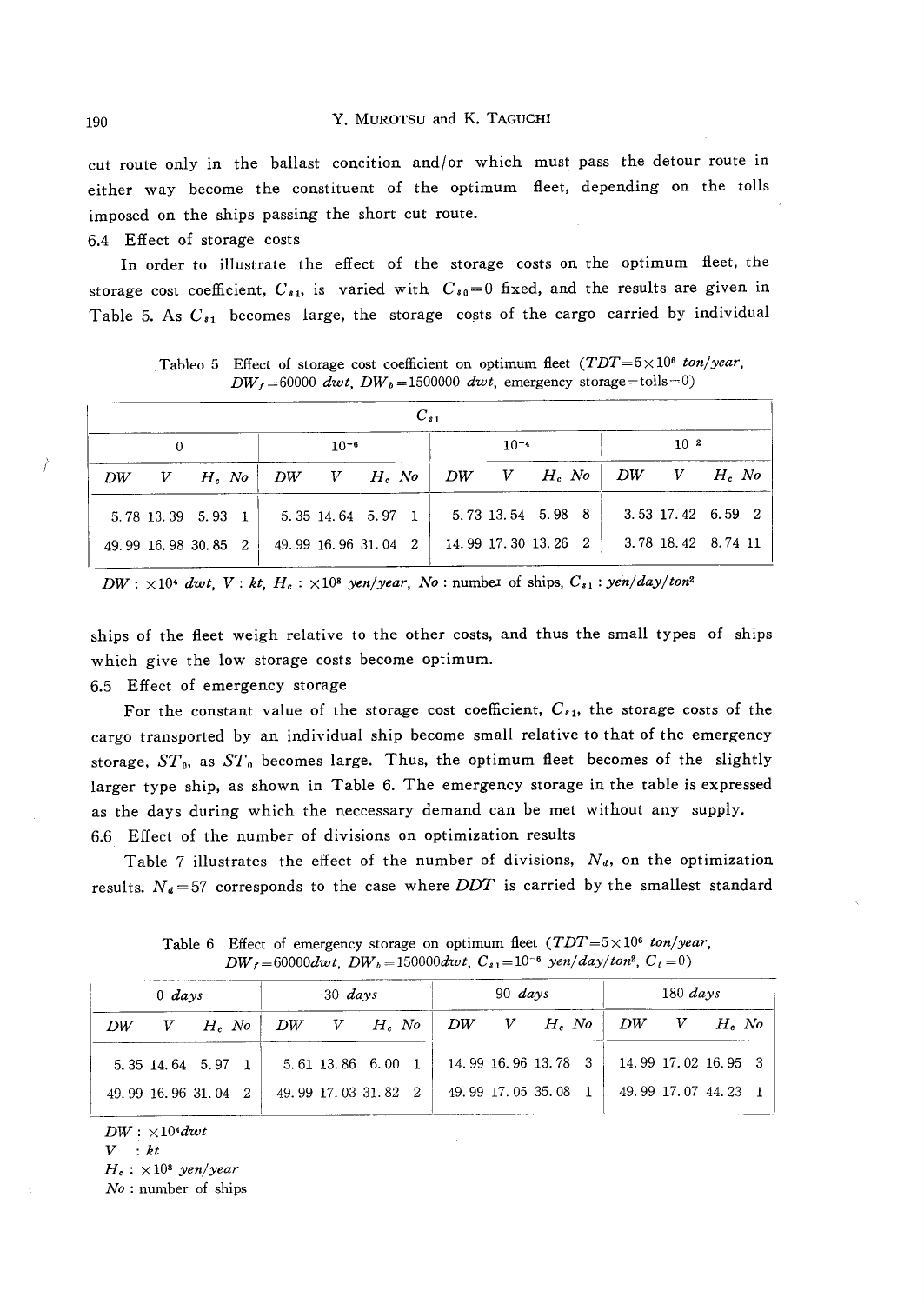cut route only in the ballast concition and/or which must pass the detour route in either way become the constituent of the optimum fleet, depending on the tolls imposed on the ships passing the short cut route.

### 6.4 Effect of storage costs

In order to illustrate the effect of the storage costs on the optimum fleet, the storage cost coefficient, $C_{s1}$, is varied with $C_{s0}=0$ fixed, and the results are given in Table 5. As $C_{s1}$ becomes large, the storage costs of the cargo carried by individual ships of the fleet weigh relative to the other costs, and thus the small types of ships which give the low storage costs become optimum.

Tableo 5 Effect of storage cost coefficient on optimum fleet ($TDT=5\times10^6$ *ton/year*, $DW_f=60000$ *dwt*, $DW_b=1500000$ *dwt*, emergency storage=tolls=0)

| $C_{s1}$ | | | | | | | | | | | | | | | |
|---|---|---|---|---|---|---|---|---|---|---|---|---|---|---|---|
| 0 | | | | $10^{-6}$ | | | | $10^{-4}$ | | | | $10^{-2}$ | | | |
| $DW$ | $V$ | $H_c$ | $No$ | $DW$ | $V$ | $H_c$ | $No$ | $DW$ | $V$ | $H_c$ | $No$ | $DW$ | $V$ | $H_c$ | $No$ |
| 5.78 | 13.39 | 5.93 | 1 | 5.35 | 14.64 | 5.97 | 1 | 5.73 | 13.54 | 5.98 | 8 | 3.53 | 17.42 | 6.59 | 2 |
| 49.99 | 16.98 | 30.85 | 2 | 49.99 | 16.96 | 31.04 | 2 | 14.99 | 17.30 | 13.26 | 2 | 3.78 | 18.42 | 8.74 | 11 |

$DW$ : $\times10^4$ *dwt*, $V$ : *kt*, $H_c$ : $\times10^8$ *yen/year*, $No$ : numbe1 of ships, $C_{s1}$ : *yen/day/ton*$^2$

### 6.5 Effect of emergency storage

For the constant value of the storage cost coefficient, $C_{s1}$, the storage costs of the cargo transported by an individual ship become small relative to that of the emergency storage, $ST_0$, as $ST_0$ becomes large. Thus, the optimum fleet becomes of the slightly larger type ship, as shown in Table 6. The emergency storage in the table is expressed as the days during which the neccessary demand can be met without any supply.

### 6.6 Effect of the number of divisions on optimization results

Table 7 illustrates the effect of the number of divisions, $N_d$, on the optimization results. $N_d=57$ corresponds to the case where $DDT$ is carried by the smallest standard

Table 6 Effect of emergency storage on optimum fleet ($TDT=5\times10^6$ *ton/year*, $DW_f=60000$*dwt*, $DW_b=150000$*dwt*, $C_{s1}=10^{-6}$ *yen/day/ton*$^2$, $C_t=0$)

| 0 *days* | | | | 30 *days* | | | | 90 *days* | | | | 180 *days* | | | |
|---|---|---|---|---|---|---|---|---|---|---|---|---|---|---|---|
| $DW$ | $V$ | $H_c$ | $No$ | $DW$ | $V$ | $H_c$ | $No$ | $DW$ | $V$ | $H_c$ | $No$ | $DW$ | $V$ | $H_c$ | $No$ |
| 5.35 | 14.64 | 5.97 | 1 | 5.61 | 13.86 | 6.00 | 1 | 14.99 | 16.96 | 13.78 | 3 | 14.99 | 17.02 | 16.95 | 3 |
| 49.99 | 16.96 | 31.04 | 2 | 49.99 | 17.03 | 31.82 | 2 | 49.99 | 17.05 | 35.08 | 1 | 49.99 | 17.07 | 44.23 | 1 |

$DW$ : $\times10^4$*dwt*
$V$ : *kt*
$H_c$ : $\times10^8$ *yen/year*
$No$ : number of ships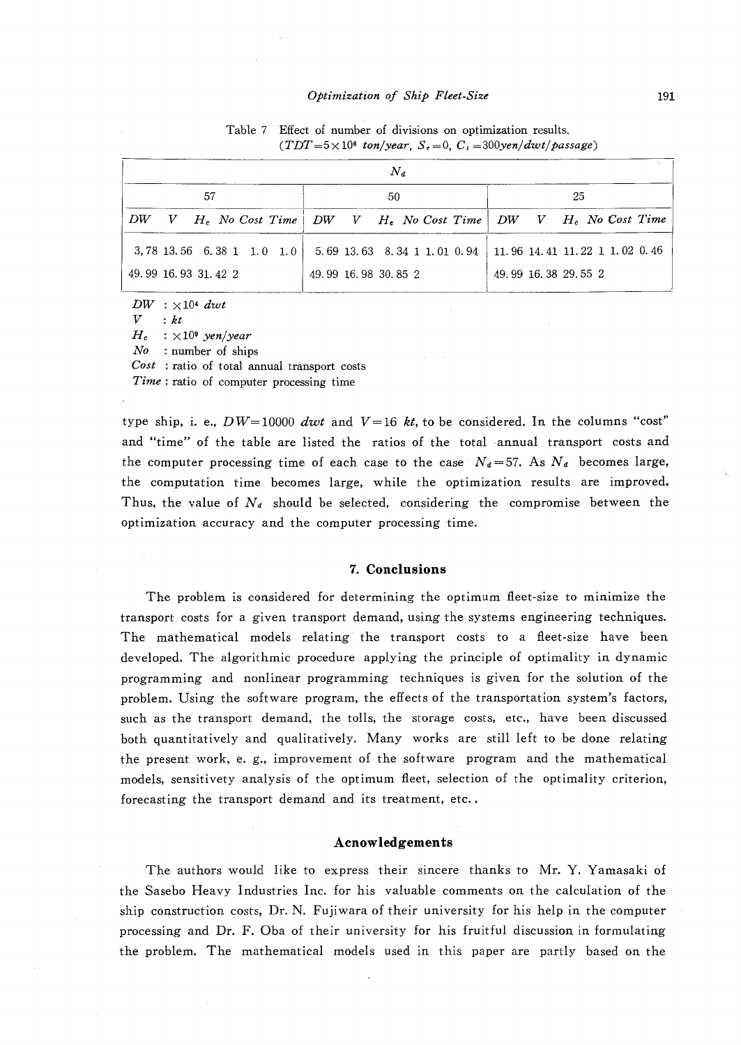Table 7 Effect of number of divisions on optimization results. ($TDT=5\times10^6$ *ton/year*, $S_e=0$, $C_t=300$*yen/dwt/passage*)

| $N_d$ | | | | | | | | | | | | | | | | | |
|---|---|---|---|---|---|---|---|---|---|---|---|---|---|---|---|---|---|
| 57 | | | | | | 50 | | | | | | 25 | | | | | |
| *DW* | *V* | $H_c$ | *No* | *Cost* | *Time* | *DW* | *V* | $H_c$ | *No* | *Cost* | *Time* | *DW* | *V* | $H_c$ | *No* | *Cost* | *Time* |
| 3,78 | 13.56 | 6.38 | 1 | 1.0 | 1.0 | 5.69 | 13.63 | 8.34 | 1 | 1.01 | 0.94 | 11.96 | 14.41 | 11.22 | 1 | 1.02 | 0.46 |
| 49.99 | 16.93 | 31.42 | 2 | | | 49.99 | 16.98 | 30.85 | 2 | | | 49.99 | 16.38 | 29.55 | 2 | | |

*DW* : $\times10^4$ *dwt*
*V* : *kt*
$H_c$ : $\times10^9$ *yen/year*
*No* : number of ships
*Cost* : ratio of total annual transport costs
*Time* : ratio of computer processing time

type ship, i. e., $DW=10000$ *dwt* and $V=16$ *kt*, to be considered. In the columns "cost" and "time" of the table are listed the ratios of the total annual transport costs and the computer processing time of each case to the case $N_d=57$. As $N_d$ becomes large, the computation time becomes large, while the optimization results are improved. Thus, the value of $N_d$ should be selected, considering the compromise between the optimization accuracy and the computer processing time.

## 7. Conclusions

The problem is considered for determining the optimum fleet-size to minimize the transport costs for a given transport demand, using the systems engineering techniques. The mathematical models relating the transport costs to a fleet-size have been developed. The algorithmic procedure applying the principle of optimality in dynamic programming and nonlinear programming techniques is given for the solution of the problem. Using the software program, the effects of the transportation system's factors, such as the transport demand, the tolls, the storage costs, etc., have been discussed both quantitatively and qualitatively. Many works are still left to be done relating the present work, e. g., improvement of the software program and the mathematical models, sensitivety analysis of the optimum fleet, selection of the optimality criterion, forecasting the transport demand and its treatment, etc..

## Acnowledgements

The authors would like to express their sincere thanks to Mr. Y. Yamasaki of the Sasebo Heavy Industries Inc. for his valuable comments on the calculation of the ship construction costs, Dr. N. Fujiwara of their university for his help in the computer processing and Dr. F. Oba of their university for his fruitful discussion in formulating the problem. The mathematical models used in this paper are partly based on the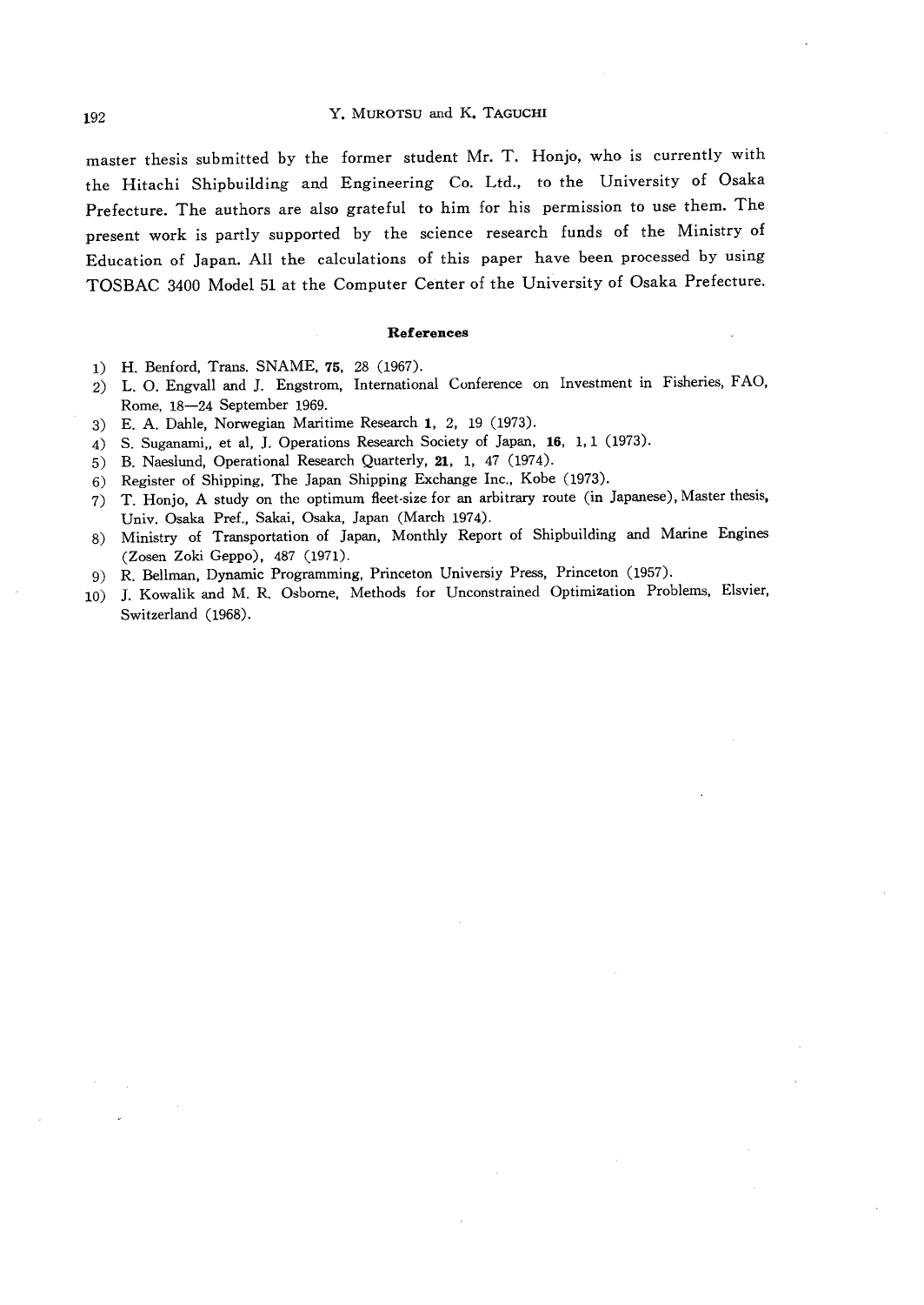master thesis submitted by the former student Mr. T. Honjo, who is currently with the Hitachi Shipbuilding and Engineering Co. Ltd., to the University of Osaka Prefecture. The authors are also grateful to him for his permission to use them. The present work is partly supported by the science research funds of the Ministry of Education of Japan. All the calculations of this paper have been processed by using TOSBAC 3400 Model 51 at the Computer Center of the University of Osaka Prefecture.

## References

1) H. Benford, Trans. SNAME, **75**, 28 (1967).
2) L. O. Engvall and J. Engstrom, International Conference on Investment in Fisheries, FAO, Rome, 18—24 September 1969.
3) E. A. Dahle, Norwegian Maritime Research **1**, 2, 19 (1973).
4) S. Suganami,, et al, J. Operations Research Society of Japan, **16**, 1, 1 (1973).
5) B. Naeslund, Operational Research Quarterly, **21**, 1, 47 (1974).
6) Register of Shipping, The Japan Shipping Exchange Inc., Kobe (1973).
7) T. Honjo, A study on the optimum fleet-size for an arbitrary route (in Japanese), Master thesis, Univ. Osaka Pref., Sakai, Osaka, Japan (March 1974).
8) Ministry of Transportation of Japan, Monthly Report of Shipbuilding and Marine Engines (Zosen Zoki Geppo), 487 (1971).
9) R. Bellman, Dynamic Programming, Princeton Universiy Press, Princeton (1957).
10) J. Kowalik and M. R. Osborne, Methods for Unconstrained Optimization Problems, Elsvier, Switzerland (1968).